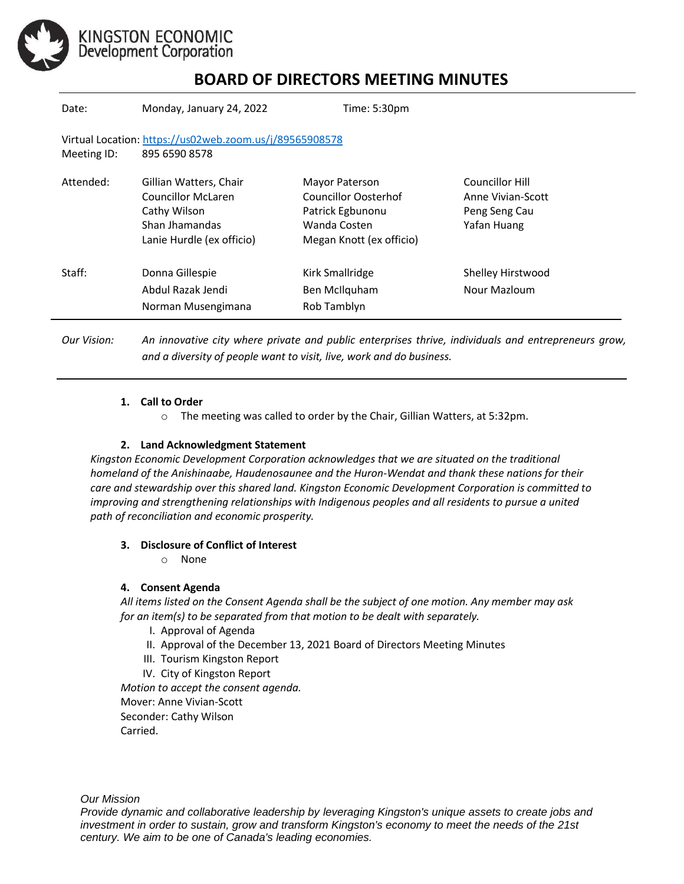KINGSTON ECONOMIC Development Corporation

# BOARD OF DIRECTORS MEETING MINUTES

Date: Monday, January 24, 2022 Time: 5:30pm

Virtual Location: https://us02web.zoom.us/j/89565908578
Meeting ID: 895 6590 8578

| Attended: | Gillian Watters, Chair | Mayor Paterson | Councillor Hill |
|---|---|---|---|
| | Councillor McLaren | Councillor Oosterhof | Anne Vivian-Scott |
| | Cathy Wilson | Patrick Egbunonu | Peng Seng Cau |
| | Shan Jhamandas | Wanda Costen | Yafan Huang |
| | Lanie Hurdle (ex officio) | Megan Knott (ex officio) | |
| **Staff:** | Donna Gillespie | Kirk Smallridge | Shelley Hirstwood |
| | Abdul Razak Jendi | Ben McIlquham | Nour Mazloum |
| | Norman Musengimana | Rob Tamblyn | |

*Our Vision:* *An innovative city where private and public enterprises thrive, individuals and entrepreneurs grow, and a diversity of people want to visit, live, work and do business.*

**1. Call to Order**

- The meeting was called to order by the Chair, Gillian Watters, at 5:32pm.

**2. Land Acknowledgment Statement**

*Kingston Economic Development Corporation acknowledges that we are situated on the traditional homeland of the Anishinaabe, Haudenosaunee and the Huron-Wendat and thank these nations for their care and stewardship over this shared land. Kingston Economic Development Corporation is committed to improving and strengthening relationships with Indigenous peoples and all residents to pursue a united path of reconciliation and economic prosperity.*

**3. Disclosure of Conflict of Interest**

- None

**4. Consent Agenda**

*All items listed on the Consent Agenda shall be the subject of one motion. Any member may ask for an item(s) to be separated from that motion to be dealt with separately.*

I. Approval of Agenda
II. Approval of the December 13, 2021 Board of Directors Meeting Minutes
III. Tourism Kingston Report
IV. City of Kingston Report

*Motion to accept the consent agenda.*
Mover: Anne Vivian-Scott
Seconder: Cathy Wilson
Carried.

*Our Mission*
*Provide dynamic and collaborative leadership by leveraging Kingston's unique assets to create jobs and investment in order to sustain, grow and transform Kingston's economy to meet the needs of the 21st century. We aim to be one of Canada's leading economies.*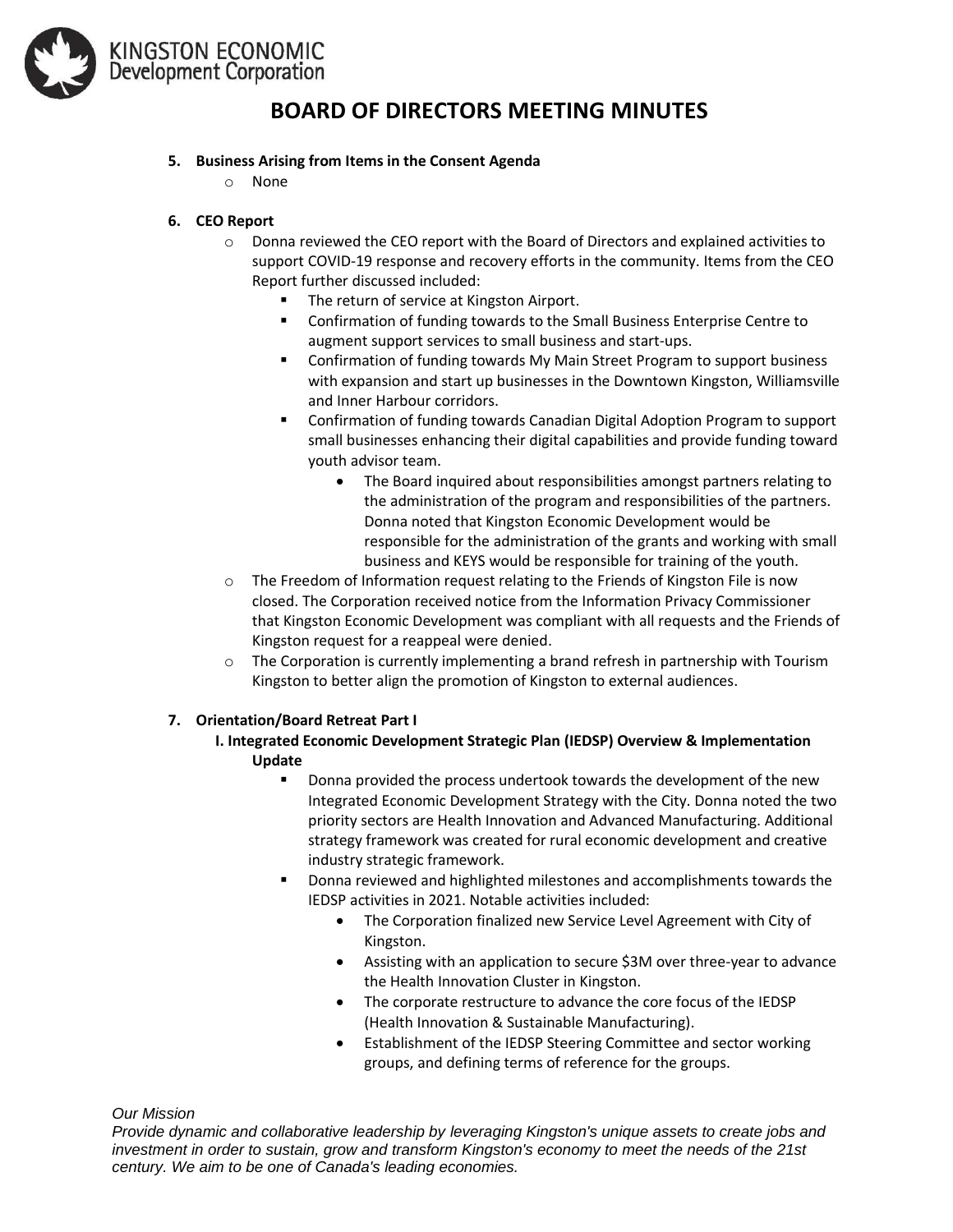# BOARD OF DIRECTORS MEETING MINUTES

5. **Business Arising from Items in the Consent Agenda**
   - None

6. **CEO Report**
   - Donna reviewed the CEO report with the Board of Directors and explained activities to support COVID-19 response and recovery efforts in the community. Items from the CEO Report further discussed included:
     - The return of service at Kingston Airport.
     - Confirmation of funding towards to the Small Business Enterprise Centre to augment support services to small business and start-ups.
     - Confirmation of funding towards My Main Street Program to support business with expansion and start up businesses in the Downtown Kingston, Williamsville and Inner Harbour corridors.
     - Confirmation of funding towards Canadian Digital Adoption Program to support small businesses enhancing their digital capabilities and provide funding toward youth advisor team.
       - The Board inquired about responsibilities amongst partners relating to the administration of the program and responsibilities of the partners. Donna noted that Kingston Economic Development would be responsible for the administration of the grants and working with small business and KEYS would be responsible for training of the youth.
   - The Freedom of Information request relating to the Friends of Kingston File is now closed. The Corporation received notice from the Information Privacy Commissioner that Kingston Economic Development was compliant with all requests and the Friends of Kingston request for a reappeal were denied.
   - The Corporation is currently implementing a brand refresh in partnership with Tourism Kingston to better align the promotion of Kingston to external audiences.

7. **Orientation/Board Retreat Part I**

   **I. Integrated Economic Development Strategic Plan (IEDSP) Overview & Implementation Update**
   - Donna provided the process undertook towards the development of the new Integrated Economic Development Strategy with the City. Donna noted the two priority sectors are Health Innovation and Advanced Manufacturing. Additional strategy framework was created for rural economic development and creative industry strategic framework.
   - Donna reviewed and highlighted milestones and accomplishments towards the IEDSP activities in 2021. Notable activities included:
     - The Corporation finalized new Service Level Agreement with City of Kingston.
     - Assisting with an application to secure $3M over three-year to advance the Health Innovation Cluster in Kingston.
     - The corporate restructure to advance the core focus of the IEDSP (Health Innovation & Sustainable Manufacturing).
     - Establishment of the IEDSP Steering Committee and sector working groups, and defining terms of reference for the groups.

*Our Mission*

*Provide dynamic and collaborative leadership by leveraging Kingston's unique assets to create jobs and investment in order to sustain, grow and transform Kingston's economy to meet the needs of the 21st century. We aim to be one of Canada's leading economies.*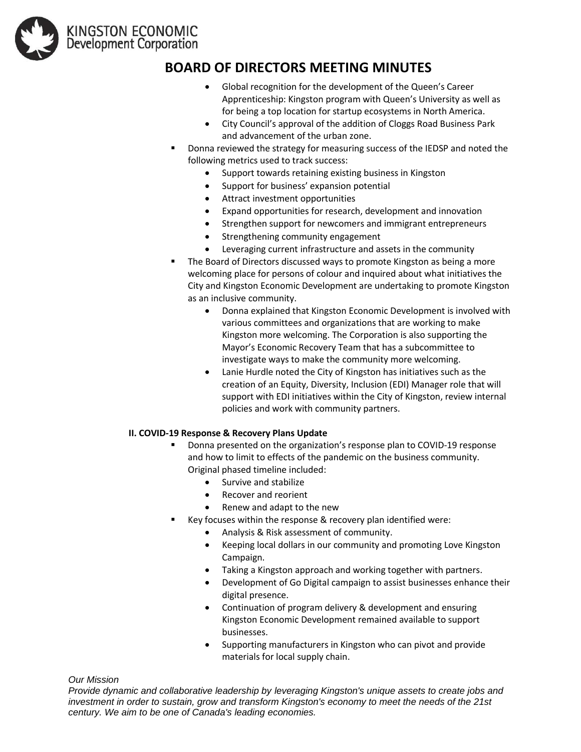# BOARD OF DIRECTORS MEETING MINUTES

    - Global recognition for the development of the Queen's Career Apprenticeship: Kingston program with Queen's University as well as for being a top location for startup ecosystems in North America.
    - City Council's approval of the addition of Cloggs Road Business Park and advancement of the urban zone.
- Donna reviewed the strategy for measuring success of the IEDSP and noted the following metrics used to track success:
    - Support towards retaining existing business in Kingston
    - Support for business' expansion potential
    - Attract investment opportunities
    - Expand opportunities for research, development and innovation
    - Strengthen support for newcomers and immigrant entrepreneurs
    - Strengthening community engagement
    - Leveraging current infrastructure and assets in the community
- The Board of Directors discussed ways to promote Kingston as being a more welcoming place for persons of colour and inquired about what initiatives the City and Kingston Economic Development are undertaking to promote Kingston as an inclusive community.
    - Donna explained that Kingston Economic Development is involved with various committees and organizations that are working to make Kingston more welcoming. The Corporation is also supporting the Mayor's Economic Recovery Team that has a subcommittee to investigate ways to make the community more welcoming.
    - Lanie Hurdle noted the City of Kingston has initiatives such as the creation of an Equity, Diversity, Inclusion (EDI) Manager role that will support with EDI initiatives within the City of Kingston, review internal policies and work with community partners.

**II. COVID-19 Response & Recovery Plans Update**

- Donna presented on the organization's response plan to COVID-19 response and how to limit to effects of the pandemic on the business community. Original phased timeline included:
    - Survive and stabilize
    - Recover and reorient
    - Renew and adapt to the new
- Key focuses within the response & recovery plan identified were:
    - Analysis & Risk assessment of community.
    - Keeping local dollars in our community and promoting Love Kingston Campaign.
    - Taking a Kingston approach and working together with partners.
    - Development of Go Digital campaign to assist businesses enhance their digital presence.
    - Continuation of program delivery & development and ensuring Kingston Economic Development remained available to support businesses.
    - Supporting manufacturers in Kingston who can pivot and provide materials for local supply chain.

*Our Mission*
*Provide dynamic and collaborative leadership by leveraging Kingston's unique assets to create jobs and investment in order to sustain, grow and transform Kingston's economy to meet the needs of the 21st century. We aim to be one of Canada's leading economies.*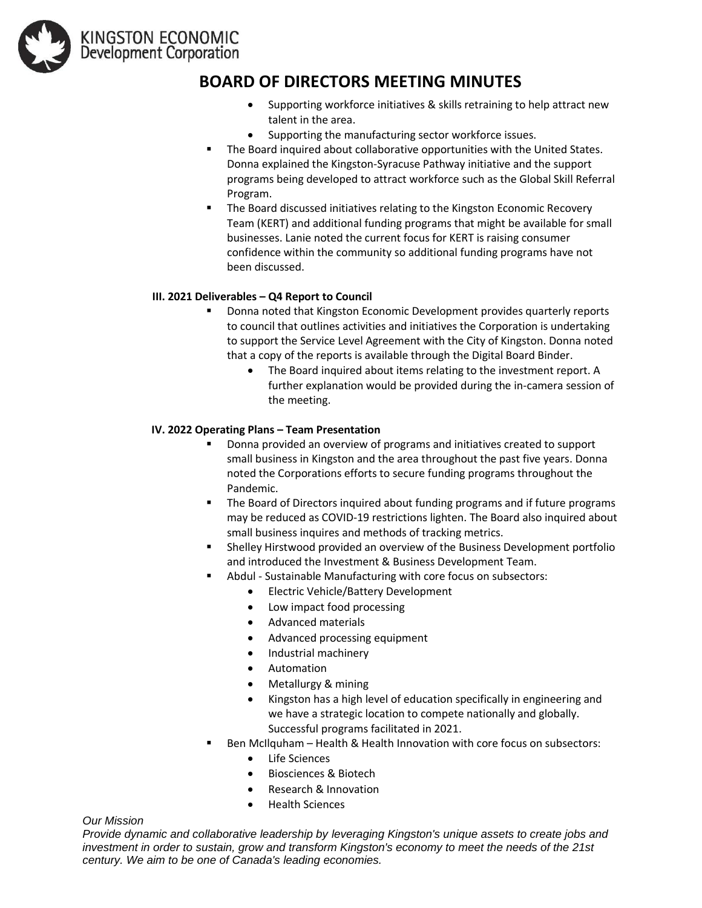- Supporting workforce initiatives & skills retraining to help attract new talent in the area.
  - Supporting the manufacturing sector workforce issues.
- The Board inquired about collaborative opportunities with the United States. Donna explained the Kingston-Syracuse Pathway initiative and the support programs being developed to attract workforce such as the Global Skill Referral Program.
- The Board discussed initiatives relating to the Kingston Economic Recovery Team (KERT) and additional funding programs that might be available for small businesses. Lanie noted the current focus for KERT is raising consumer confidence within the community so additional funding programs have not been discussed.

**III. 2021 Deliverables – Q4 Report to Council**

- Donna noted that Kingston Economic Development provides quarterly reports to council that outlines activities and initiatives the Corporation is undertaking to support the Service Level Agreement with the City of Kingston. Donna noted that a copy of the reports is available through the Digital Board Binder.
  - The Board inquired about items relating to the investment report. A further explanation would be provided during the in-camera session of the meeting.

**IV. 2022 Operating Plans – Team Presentation**

- Donna provided an overview of programs and initiatives created to support small business in Kingston and the area throughout the past five years. Donna noted the Corporations efforts to secure funding programs throughout the Pandemic.
- The Board of Directors inquired about funding programs and if future programs may be reduced as COVID-19 restrictions lighten. The Board also inquired about small business inquires and methods of tracking metrics.
- Shelley Hirstwood provided an overview of the Business Development portfolio and introduced the Investment & Business Development Team.
- Abdul - Sustainable Manufacturing with core focus on subsectors:
  - Electric Vehicle/Battery Development
  - Low impact food processing
  - Advanced materials
  - Advanced processing equipment
  - Industrial machinery
  - Automation
  - Metallurgy & mining
  - Kingston has a high level of education specifically in engineering and we have a strategic location to compete nationally and globally. Successful programs facilitated in 2021.
- Ben McIlquham – Health & Health Innovation with core focus on subsectors:
  - Life Sciences
  - Biosciences & Biotech
  - Research & Innovation
  - Health Sciences

*Our Mission*

*Provide dynamic and collaborative leadership by leveraging Kingston's unique assets to create jobs and investment in order to sustain, grow and transform Kingston's economy to meet the needs of the 21st century. We aim to be one of Canada's leading economies.*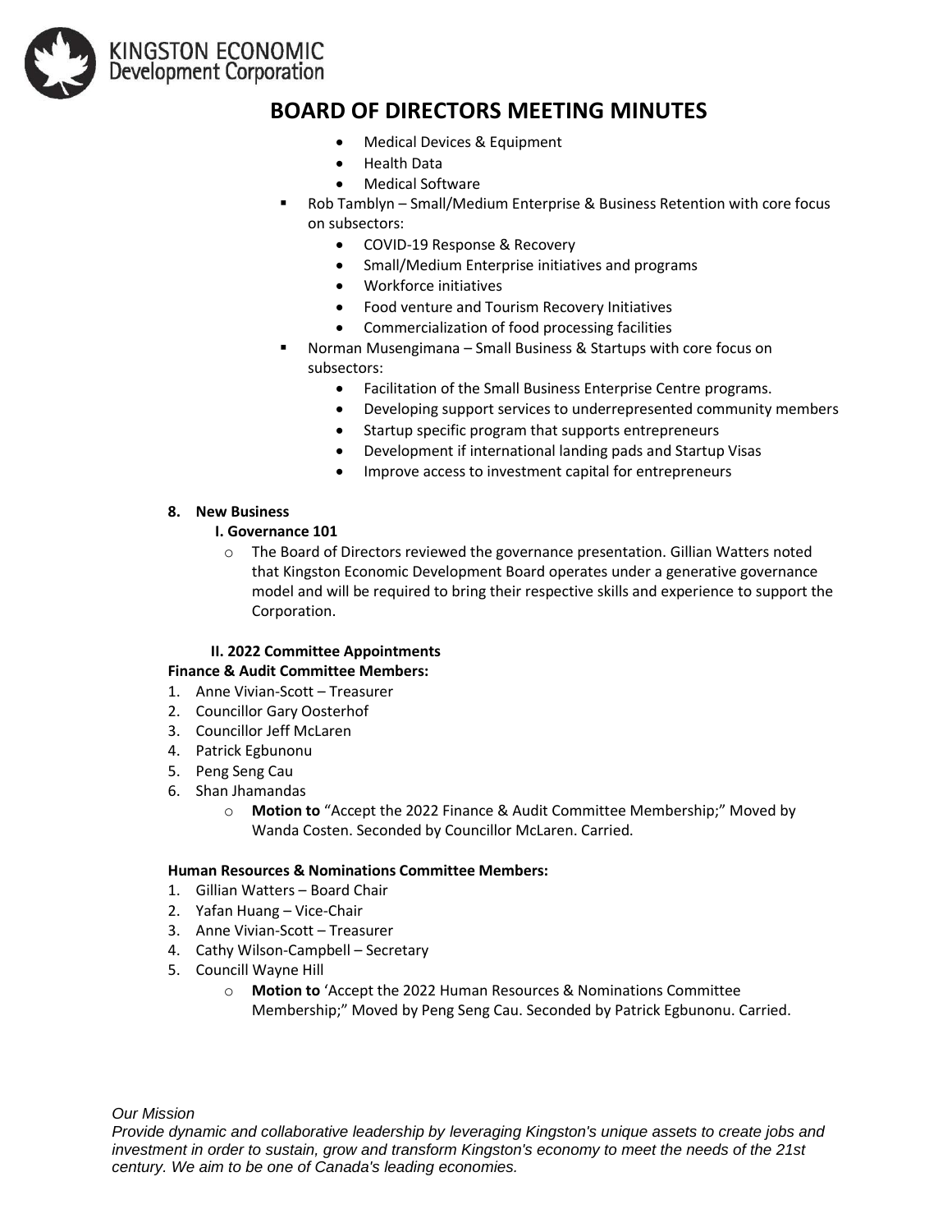- Medical Devices & Equipment
  - Health Data
  - Medical Software
- Rob Tamblyn – Small/Medium Enterprise & Business Retention with core focus on subsectors:
  - COVID-19 Response & Recovery
  - Small/Medium Enterprise initiatives and programs
  - Workforce initiatives
  - Food venture and Tourism Recovery Initiatives
  - Commercialization of food processing facilities
- Norman Musengimana – Small Business & Startups with core focus on subsectors:
  - Facilitation of the Small Business Enterprise Centre programs.
  - Developing support services to underrepresented community members
  - Startup specific program that supports entrepreneurs
  - Development if international landing pads and Startup Visas
  - Improve access to investment capital for entrepreneurs

**8. New Business**

**I. Governance 101**

- The Board of Directors reviewed the governance presentation. Gillian Watters noted that Kingston Economic Development Board operates under a generative governance model and will be required to bring their respective skills and experience to support the Corporation.

**II. 2022 Committee Appointments**

**Finance & Audit Committee Members:**

1. Anne Vivian-Scott – Treasurer
2. Councillor Gary Oosterhof
3. Councillor Jeff McLaren
4. Patrick Egbunonu
5. Peng Seng Cau
6. Shan Jhamandas
   - **Motion to** "Accept the 2022 Finance & Audit Committee Membership;" Moved by Wanda Costen. Seconded by Councillor McLaren. Carried.

**Human Resources & Nominations Committee Members:**

1. Gillian Watters – Board Chair
2. Yafan Huang – Vice-Chair
3. Anne Vivian-Scott – Treasurer
4. Cathy Wilson-Campbell – Secretary
5. Councill Wayne Hill
   - **Motion to** 'Accept the 2022 Human Resources & Nominations Committee Membership;" Moved by Peng Seng Cau. Seconded by Patrick Egbunonu. Carried.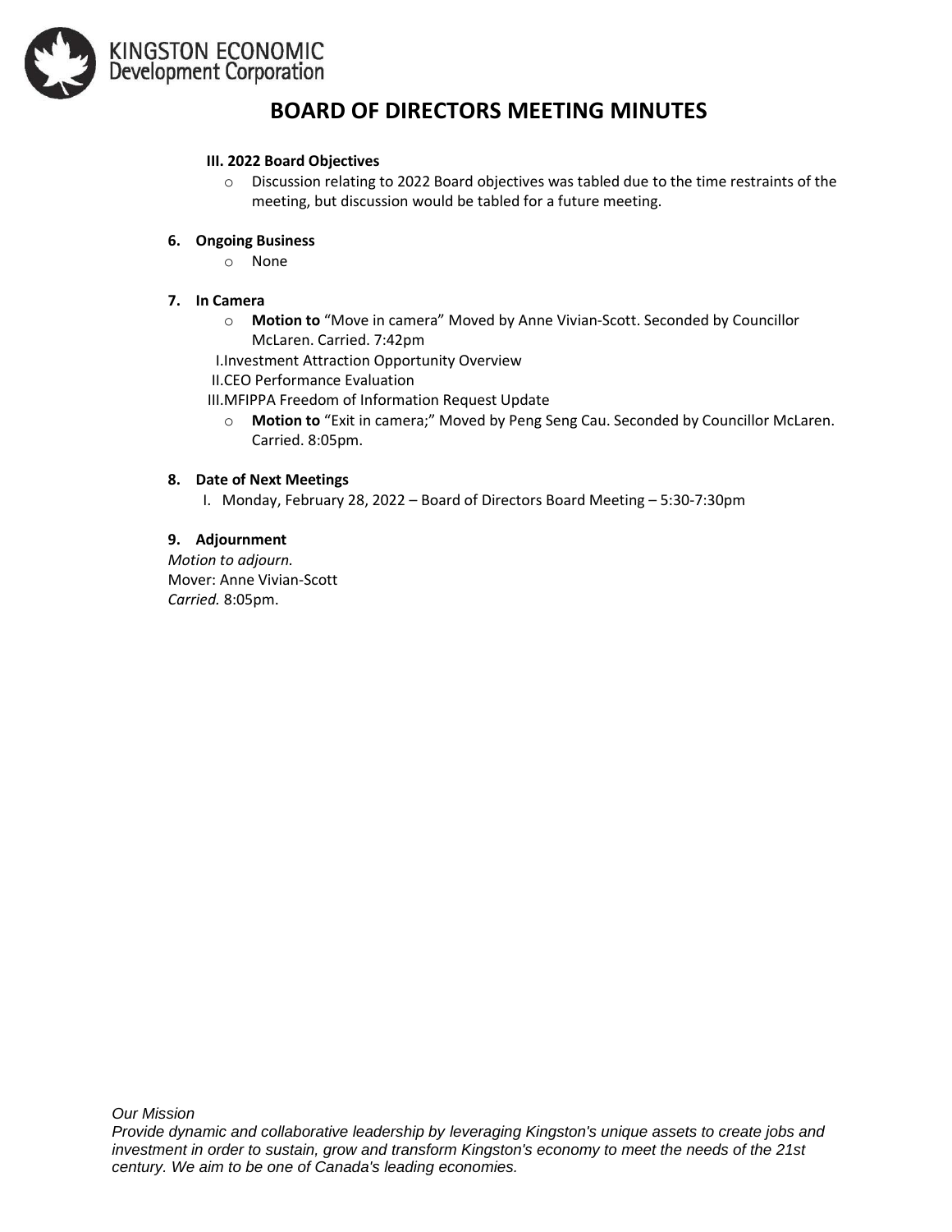# BOARD OF DIRECTORS MEETING MINUTES

**III. 2022 Board Objectives**

- Discussion relating to 2022 Board objectives was tabled due to the time restraints of the meeting, but discussion would be tabled for a future meeting.

**6. Ongoing Business**

- None

**7. In Camera**

- **Motion to** "Move in camera" Moved by Anne Vivian-Scott. Seconded by Councillor McLaren. Carried. 7:42pm

I. Investment Attraction Opportunity Overview
II. CEO Performance Evaluation
III. MFIPPA Freedom of Information Request Update

- **Motion to** "Exit in camera;" Moved by Peng Seng Cau. Seconded by Councillor McLaren. Carried. 8:05pm.

**8. Date of Next Meetings**

I. Monday, February 28, 2022 – Board of Directors Board Meeting – 5:30-7:30pm

**9. Adjournment**

*Motion to adjourn.*
Mover: Anne Vivian-Scott
*Carried.* 8:05pm.

*Our Mission*
*Provide dynamic and collaborative leadership by leveraging Kingston's unique assets to create jobs and investment in order to sustain, grow and transform Kingston's economy to meet the needs of the 21st century. We aim to be one of Canada's leading economies.*